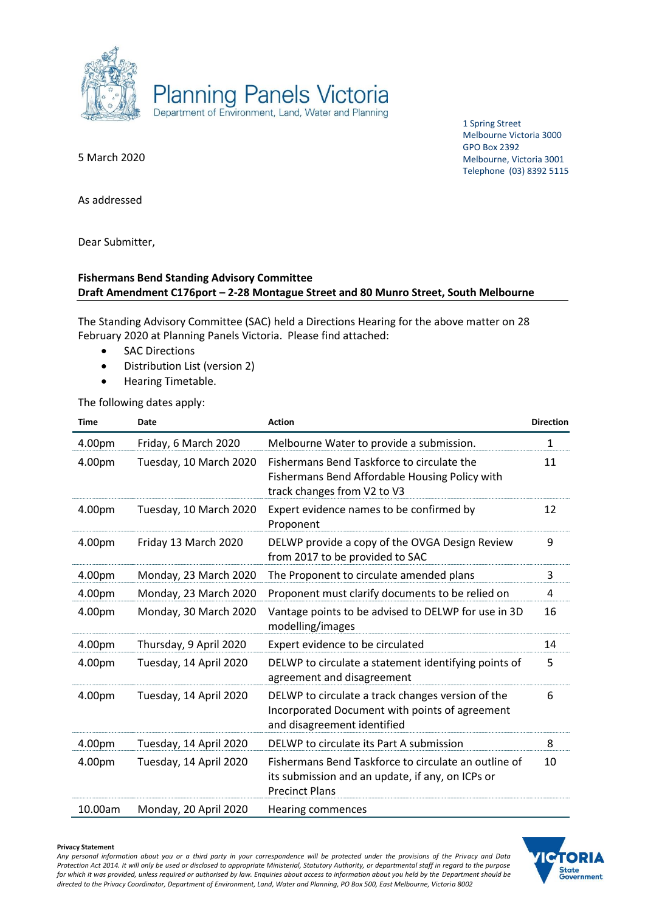Planning Panels Victoria
Department of Environment, Land, Water and Planning

1 Spring Street
Melbourne Victoria 3000
GPO Box 2392
Melbourne, Victoria 3001
Telephone (03) 8392 5115

5 March 2020

As addressed

Dear Submitter,

**Fishermans Bend Standing Advisory Committee**
**Draft Amendment C176port – 2-28 Montague Street and 80 Munro Street, South Melbourne**

The Standing Advisory Committee (SAC) held a Directions Hearing for the above matter on 28 February 2020 at Planning Panels Victoria. Please find attached:

- SAC Directions
- Distribution List (version 2)
- Hearing Timetable.

The following dates apply:

| Time | Date | Action | Direction |
|---|---|---|---|
| 4.00pm | Friday, 6 March 2020 | Melbourne Water to provide a submission. | 1 |
| 4.00pm | Tuesday, 10 March 2020 | Fishermans Bend Taskforce to circulate the Fishermans Bend Affordable Housing Policy with track changes from V2 to V3 | 11 |
| 4.00pm | Tuesday, 10 March 2020 | Expert evidence names to be confirmed by Proponent | 12 |
| 4.00pm | Friday 13 March 2020 | DELWP provide a copy of the OVGA Design Review from 2017 to be provided to SAC | 9 |
| 4.00pm | Monday, 23 March 2020 | The Proponent to circulate amended plans | 3 |
| 4.00pm | Monday, 23 March 2020 | Proponent must clarify documents to be relied on | 4 |
| 4.00pm | Monday, 30 March 2020 | Vantage points to be advised to DELWP for use in 3D modelling/images | 16 |
| 4.00pm | Thursday, 9 April 2020 | Expert evidence to be circulated | 14 |
| 4.00pm | Tuesday, 14 April 2020 | DELWP to circulate a statement identifying points of agreement and disagreement | 5 |
| 4.00pm | Tuesday, 14 April 2020 | DELWP to circulate a track changes version of the Incorporated Document with points of agreement and disagreement identified | 6 |
| 4.00pm | Tuesday, 14 April 2020 | DELWP to circulate its Part A submission | 8 |
| 4.00pm | Tuesday, 14 April 2020 | Fishermans Bend Taskforce to circulate an outline of its submission and an update, if any, on ICPs or Precinct Plans | 10 |
| 10.00am | Monday, 20 April 2020 | Hearing commences | |

**Privacy Statement**
*Any personal information about you or a third party in your correspondence will be protected under the provisions of the Privacy and Data Protection Act 2014. It will only be used or disclosed to appropriate Ministerial, Statutory Authority, or departmental staff in regard to the purpose for which it was provided, unless required or authorised by law. Enquiries about access to information about you held by the Department should be directed to the Privacy Coordinator, Department of Environment, Land, Water and Planning, PO Box 500, East Melbourne, Victoria 8002*

VICTORIA State Government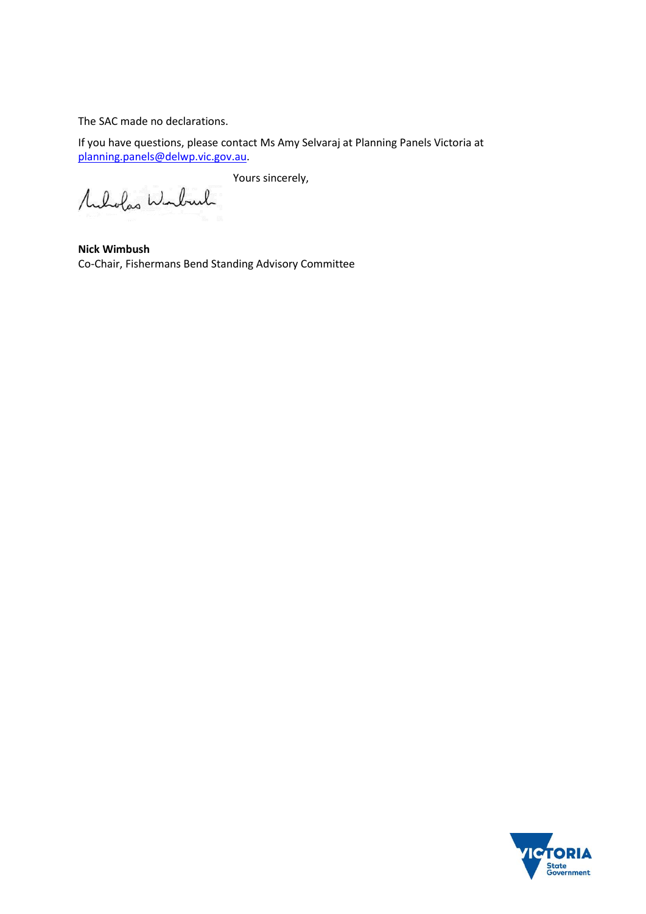The SAC made no declarations.

If you have questions, please contact Ms Amy Selvaraj at Planning Panels Victoria at planning.panels@delwp.vic.gov.au.

Yours sincerely,

**Nick Wimbush**
Co-Chair, Fishermans Bend Standing Advisory Committee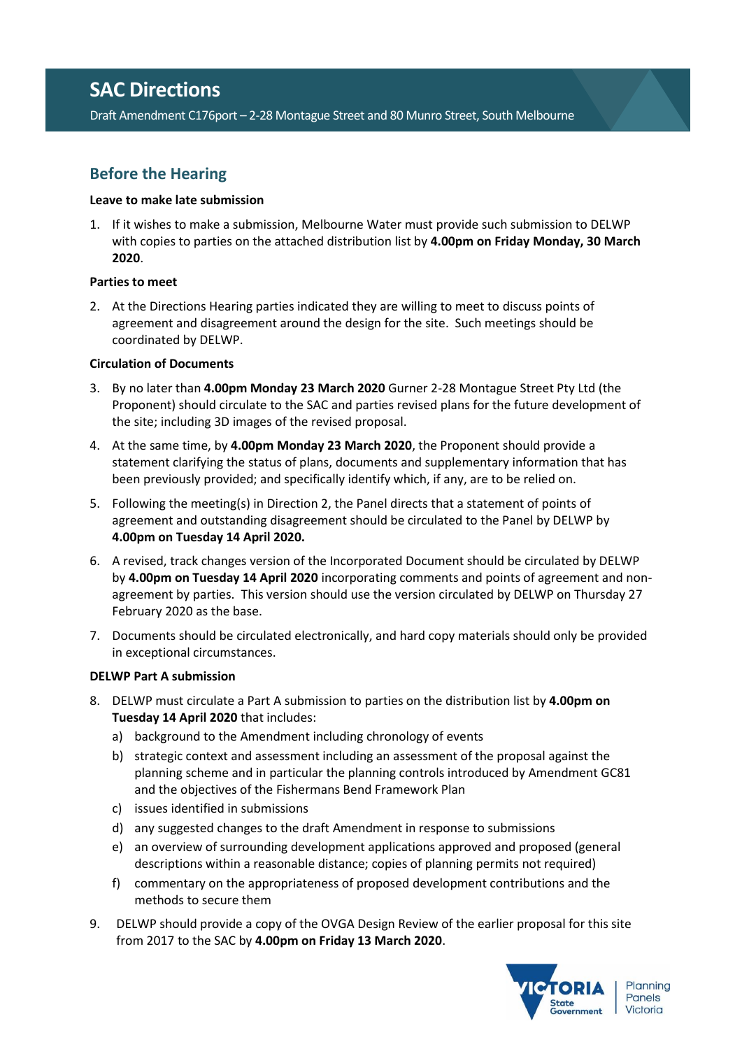# SAC Directions

Draft Amendment C176port – 2-28 Montague Street and 80 Munro Street, South Melbourne

## Before the Hearing

**Leave to make late submission**

1. If it wishes to make a submission, Melbourne Water must provide such submission to DELWP with copies to parties on the attached distribution list by **4.00pm on Friday Monday, 30 March 2020**.

**Parties to meet**

2. At the Directions Hearing parties indicated they are willing to meet to discuss points of agreement and disagreement around the design for the site. Such meetings should be coordinated by DELWP.

**Circulation of Documents**

3. By no later than **4.00pm Monday 23 March 2020** Gurner 2-28 Montague Street Pty Ltd (the Proponent) should circulate to the SAC and parties revised plans for the future development of the site; including 3D images of the revised proposal.
4. At the same time, by **4.00pm Monday 23 March 2020**, the Proponent should provide a statement clarifying the status of plans, documents and supplementary information that has been previously provided; and specifically identify which, if any, are to be relied on.
5. Following the meeting(s) in Direction 2, the Panel directs that a statement of points of agreement and outstanding disagreement should be circulated to the Panel by DELWP by **4.00pm on Tuesday 14 April 2020.**
6. A revised, track changes version of the Incorporated Document should be circulated by DELWP by **4.00pm on Tuesday 14 April 2020** incorporating comments and points of agreement and non-agreement by parties. This version should use the version circulated by DELWP on Thursday 27 February 2020 as the base.
7. Documents should be circulated electronically, and hard copy materials should only be provided in exceptional circumstances.

**DELWP Part A submission**

8. DELWP must circulate a Part A submission to parties on the distribution list by **4.00pm on Tuesday 14 April 2020** that includes:
   a) background to the Amendment including chronology of events
   b) strategic context and assessment including an assessment of the proposal against the planning scheme and in particular the planning controls introduced by Amendment GC81 and the objectives of the Fishermans Bend Framework Plan
   c) issues identified in submissions
   d) any suggested changes to the draft Amendment in response to submissions
   e) an overview of surrounding development applications approved and proposed (general descriptions within a reasonable distance; copies of planning permits not required)
   f) commentary on the appropriateness of proposed development contributions and the methods to secure them
9. DELWP should provide a copy of the OVGA Design Review of the earlier proposal for this site from 2017 to the SAC by **4.00pm on Friday 13 March 2020**.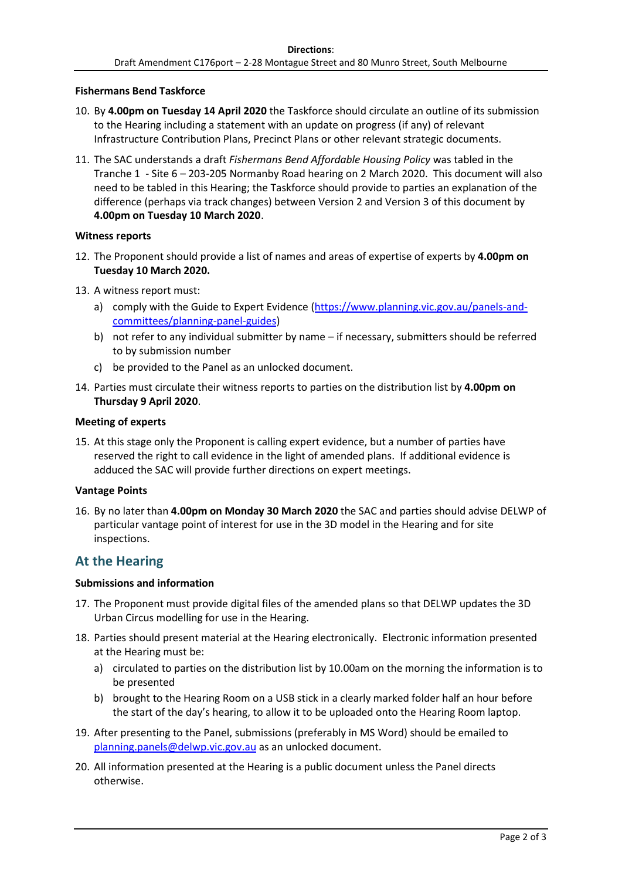**Fishermans Bend Taskforce**

10. By **4.00pm on Tuesday 14 April 2020** the Taskforce should circulate an outline of its submission to the Hearing including a statement with an update on progress (if any) of relevant Infrastructure Contribution Plans, Precinct Plans or other relevant strategic documents.
11. The SAC understands a draft *Fishermans Bend Affordable Housing Policy* was tabled in the Tranche 1 - Site 6 – 203-205 Normanby Road hearing on 2 March 2020. This document will also need to be tabled in this Hearing; the Taskforce should provide to parties an explanation of the difference (perhaps via track changes) between Version 2 and Version 3 of this document by **4.00pm on Tuesday 10 March 2020**.

**Witness reports**

12. The Proponent should provide a list of names and areas of expertise of experts by **4.00pm on Tuesday 10 March 2020.**
13. A witness report must:
    a) comply with the Guide to Expert Evidence (https://www.planning.vic.gov.au/panels-and-committees/planning-panel-guides)
    b) not refer to any individual submitter by name – if necessary, submitters should be referred to by submission number
    c) be provided to the Panel as an unlocked document.
14. Parties must circulate their witness reports to parties on the distribution list by **4.00pm on Thursday 9 April 2020**.

**Meeting of experts**

15. At this stage only the Proponent is calling expert evidence, but a number of parties have reserved the right to call evidence in the light of amended plans. If additional evidence is adduced the SAC will provide further directions on expert meetings.

**Vantage Points**

16. By no later than **4.00pm on Monday 30 March 2020** the SAC and parties should advise DELWP of particular vantage point of interest for use in the 3D model in the Hearing and for site inspections.

## At the Hearing

**Submissions and information**

17. The Proponent must provide digital files of the amended plans so that DELWP updates the 3D Urban Circus modelling for use in the Hearing.
18. Parties should present material at the Hearing electronically. Electronic information presented at the Hearing must be:
    a) circulated to parties on the distribution list by 10.00am on the morning the information is to be presented
    b) brought to the Hearing Room on a USB stick in a clearly marked folder half an hour before the start of the day's hearing, to allow it to be uploaded onto the Hearing Room laptop.
19. After presenting to the Panel, submissions (preferably in MS Word) should be emailed to planning.panels@delwp.vic.gov.au as an unlocked document.
20. All information presented at the Hearing is a public document unless the Panel directs otherwise.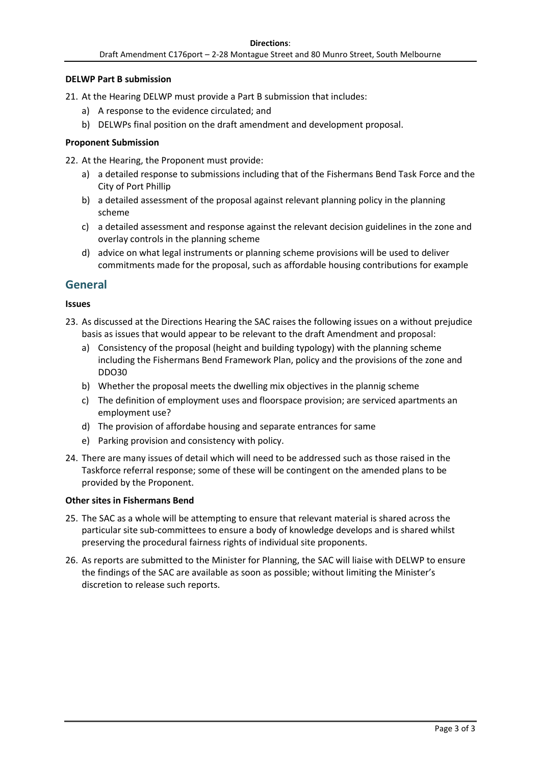**DELWP Part B submission**

21. At the Hearing DELWP must provide a Part B submission that includes:
    a) A response to the evidence circulated; and
    b) DELWPs final position on the draft amendment and development proposal.

**Proponent Submission**

22. At the Hearing, the Proponent must provide:
    a) a detailed response to submissions including that of the Fishermans Bend Task Force and the City of Port Phillip
    b) a detailed assessment of the proposal against relevant planning policy in the planning scheme
    c) a detailed assessment and response against the relevant decision guidelines in the zone and overlay controls in the planning scheme
    d) advice on what legal instruments or planning scheme provisions will be used to deliver commitments made for the proposal, such as affordable housing contributions for example

## General

**Issues**

23. As discussed at the Directions Hearing the SAC raises the following issues on a without prejudice basis as issues that would appear to be relevant to the draft Amendment and proposal:
    a) Consistency of the proposal (height and building typology) with the planning scheme including the Fishermans Bend Framework Plan, policy and the provisions of the zone and DDO30
    b) Whether the proposal meets the dwelling mix objectives in the plannig scheme
    c) The definition of employment uses and floorspace provision; are serviced apartments an employment use?
    d) The provision of affordabe housing and separate entrances for same
    e) Parking provision and consistency with policy.
24. There are many issues of detail which will need to be addressed such as those raised in the Taskforce referral response; some of these will be contingent on the amended plans to be provided by the Proponent.

**Other sites in Fishermans Bend**

25. The SAC as a whole will be attempting to ensure that relevant material is shared across the particular site sub-committees to ensure a body of knowledge develops and is shared whilst preserving the procedural fairness rights of individual site proponents.
26. As reports are submitted to the Minister for Planning, the SAC will liaise with DELWP to ensure the findings of the SAC are available as soon as possible; without limiting the Minister's discretion to release such reports.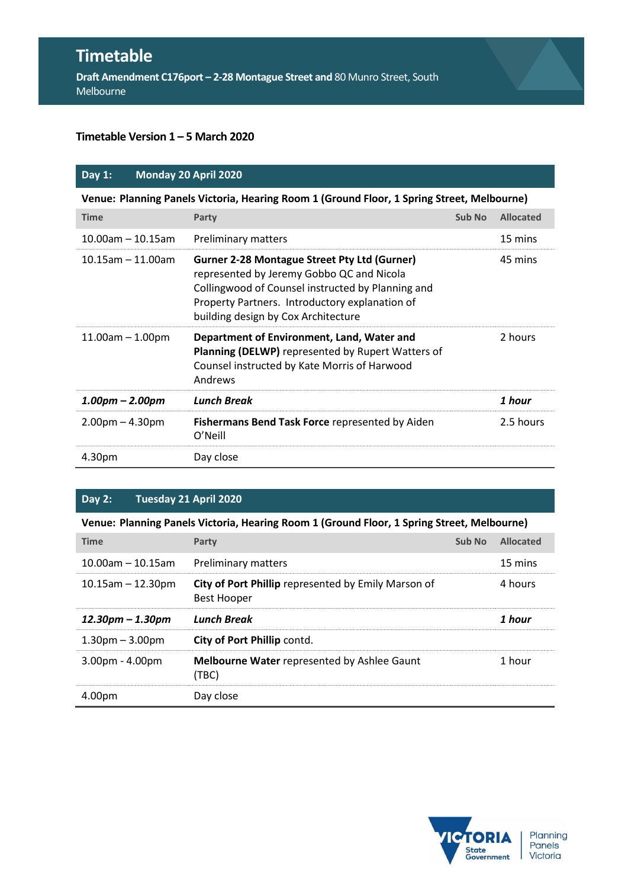# Timetable

**Draft Amendment C176port – 2-28 Montague Street and** 80 Munro Street, South Melbourne

**Timetable Version 1 – 5 March 2020**

| **Day 1:** | **Monday 20 April 2020** | | |
|---|---|---|---|
| **Venue: Planning Panels Victoria, Hearing Room 1 (Ground Floor, 1 Spring Street, Melbourne)** | | | |
| **Time** | **Party** | **Sub No** | **Allocated** |
| 10.00am – 10.15am | Preliminary matters | | 15 mins |
| 10.15am – 11.00am | **Gurner 2-28 Montague Street Pty Ltd (Gurner)** represented by Jeremy Gobbo QC and Nicola Collingwood of Counsel instructed by Planning and Property Partners. Introductory explanation of building design by Cox Architecture | | 45 mins |
| 11.00am – 1.00pm | **Department of Environment, Land, Water and Planning (DELWP)** represented by Rupert Watters of Counsel instructed by Kate Morris of Harwood Andrews | | 2 hours |
| ***1.00pm – 2.00pm*** | ***Lunch Break*** | | ***1 hour*** |
| 2.00pm – 4.30pm | **Fishermans Bend Task Force** represented by Aiden O'Neill | | 2.5 hours |
| 4.30pm | Day close | | |

| **Day 2:** | **Tuesday 21 April 2020** | | |
|---|---|---|---|
| **Venue: Planning Panels Victoria, Hearing Room 1 (Ground Floor, 1 Spring Street, Melbourne)** | | | |
| **Time** | **Party** | **Sub No** | **Allocated** |
| 10.00am – 10.15am | Preliminary matters | | 15 mins |
| 10.15am – 12.30pm | **City of Port Phillip** represented by Emily Marson of Best Hooper | | 4 hours |
| ***12.30pm – 1.30pm*** | ***Lunch Break*** | | ***1 hour*** |
| 1.30pm – 3.00pm | **City of Port Phillip** contd. | | |
| 3.00pm - 4.00pm | **Melbourne Water** represented by Ashlee Gaunt (TBC) | | 1 hour |
| 4.00pm | Day close | | |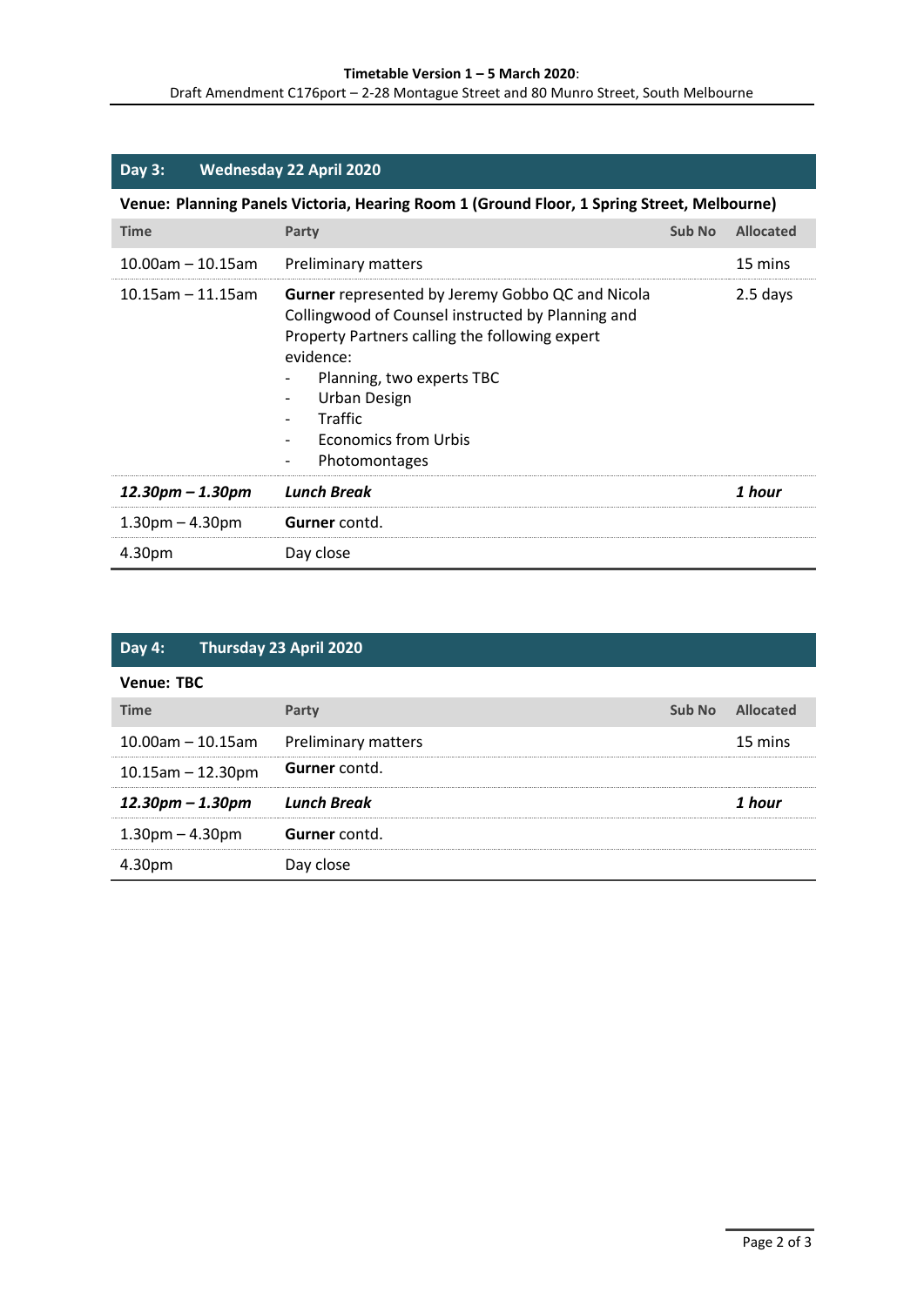## Day 3: Wednesday 22 April 2020

**Venue: Planning Panels Victoria, Hearing Room 1 (Ground Floor, 1 Spring Street, Melbourne)**

| Time | Party | Sub No | Allocated |
|---|---|---|---|
| 10.00am – 10.15am | Preliminary matters | | 15 mins |
| 10.15am – 11.15am | **Gurner** represented by Jeremy Gobbo QC and Nicola Collingwood of Counsel instructed by Planning and Property Partners calling the following expert evidence:<br>- Planning, two experts TBC<br>- Urban Design<br>- Traffic<br>- Economics from Urbis<br>- Photomontages | | 2.5 days |
| ***12.30pm – 1.30pm*** | ***Lunch Break*** | | ***1 hour*** |
| 1.30pm – 4.30pm | **Gurner** contd. | | |
| 4.30pm | Day close | | |

## Day 4: Thursday 23 April 2020

**Venue: TBC**

| Time | Party | Sub No | Allocated |
|---|---|---|---|
| 10.00am – 10.15am | Preliminary matters | | 15 mins |
| 10.15am – 12.30pm | **Gurner** contd. | | |
| ***12.30pm – 1.30pm*** | ***Lunch Break*** | | ***1 hour*** |
| 1.30pm – 4.30pm | **Gurner** contd. | | |
| 4.30pm | Day close | | |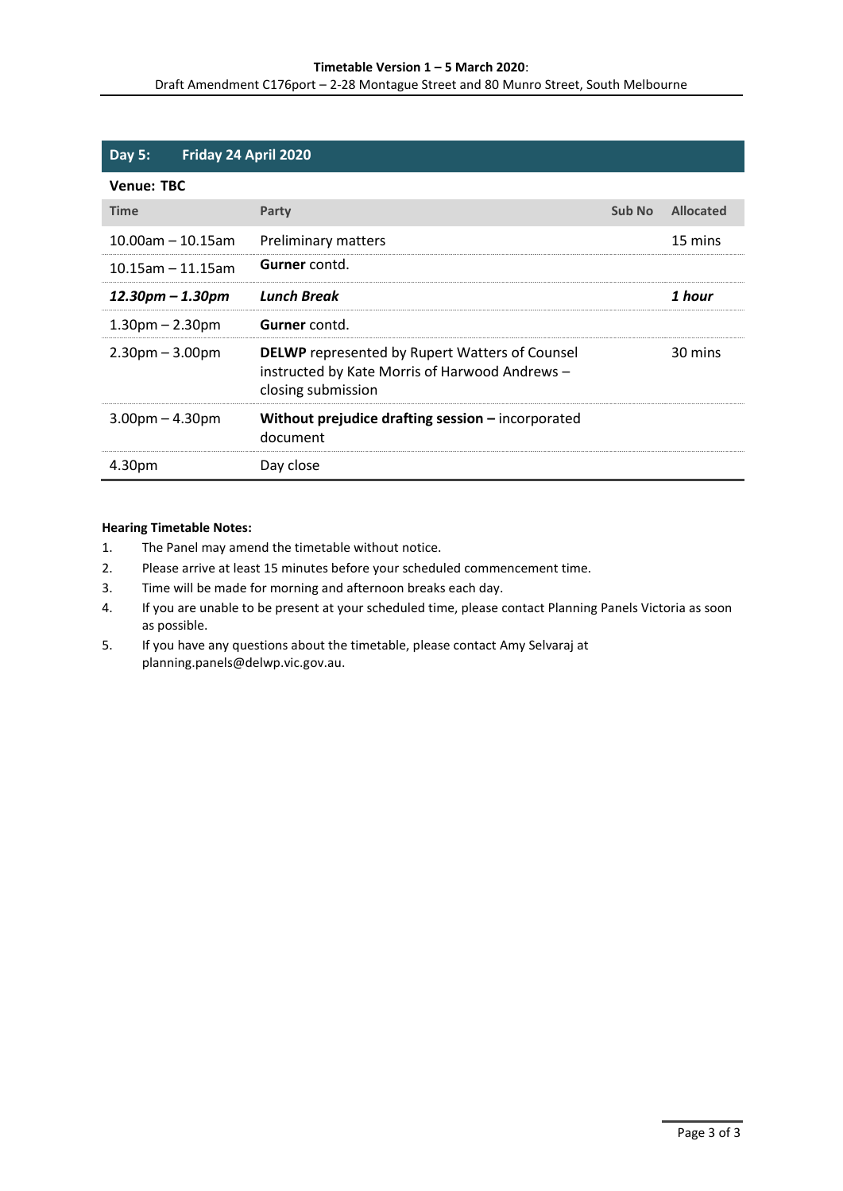## Day 5: Friday 24 April 2020

**Venue: TBC**

| Time | Party | Sub No | Allocated |
|---|---|---|---|
| 10.00am – 10.15am | Preliminary matters | | 15 mins |
| 10.15am – 11.15am | **Gurner** contd. | | |
| ***12.30pm – 1.30pm*** | ***Lunch Break*** | | ***1 hour*** |
| 1.30pm – 2.30pm | **Gurner** contd. | | |
| 2.30pm – 3.00pm | **DELWP** represented by Rupert Watters of Counsel instructed by Kate Morris of Harwood Andrews – closing submission | | 30 mins |
| 3.00pm – 4.30pm | **Without prejudice drafting session –** incorporated document | | |
| 4.30pm | Day close | | |

**Hearing Timetable Notes:**

1. The Panel may amend the timetable without notice.
2. Please arrive at least 15 minutes before your scheduled commencement time.
3. Time will be made for morning and afternoon breaks each day.
4. If you are unable to be present at your scheduled time, please contact Planning Panels Victoria as soon as possible.
5. If you have any questions about the timetable, please contact Amy Selvaraj at planning.panels@delwp.vic.gov.au.